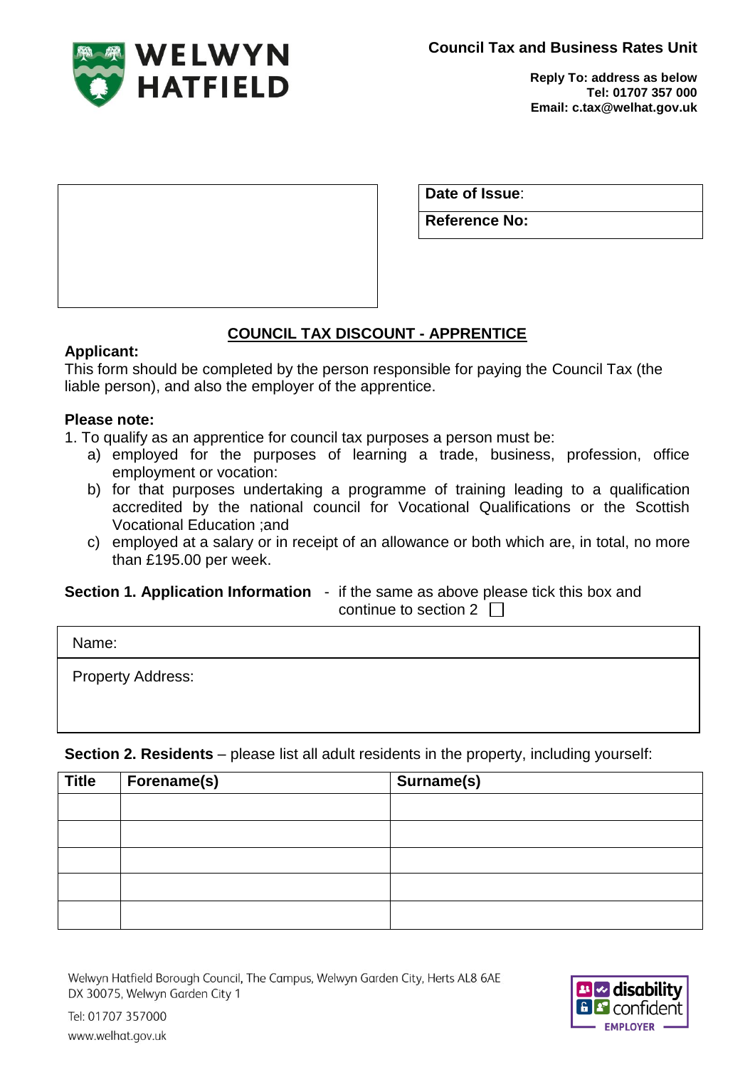**WELWYN HATFIELD**

**Council Tax and Business Rates Unit**

**Reply To: address as below**
**Tel: 01707 357 000**
**Email: c.tax@welhat.gov.uk**

| **Date of Issue**: |
|---|
| **Reference No:** |

# COUNCIL TAX DISCOUNT - APPRENTICE

**Applicant:**
This form should be completed by the person responsible for paying the Council Tax (the liable person), and also the employer of the apprentice.

**Please note:**
1. To qualify as an apprentice for council tax purposes a person must be:
   a) employed for the purposes of learning a trade, business, profession, office employment or vocation:
   b) for that purposes undertaking a programme of training leading to a qualification accredited by the national council for Vocational Qualifications or the Scottish Vocational Education ;and
   c) employed at a salary or in receipt of an allowance or both which are, in total, no more than £195.00 per week.

**Section 1. Application Information** - if the same as above please tick this box and continue to section 2 ☐

| Name: |
|---|
| Property Address: |

**Section 2. Residents** – please list all adult residents in the property, including yourself:

| Title | Forename(s) | Surname(s) |
|---|---|---|
| | | |
| | | |
| | | |
| | | |
| | | |

Welwyn Hatfield Borough Council, The Campus, Welwyn Garden City, Herts AL8 6AE
DX 30075, Welwyn Garden City 1

Tel: 01707 357000
www.welhat.gov.uk

disability confident EMPLOYER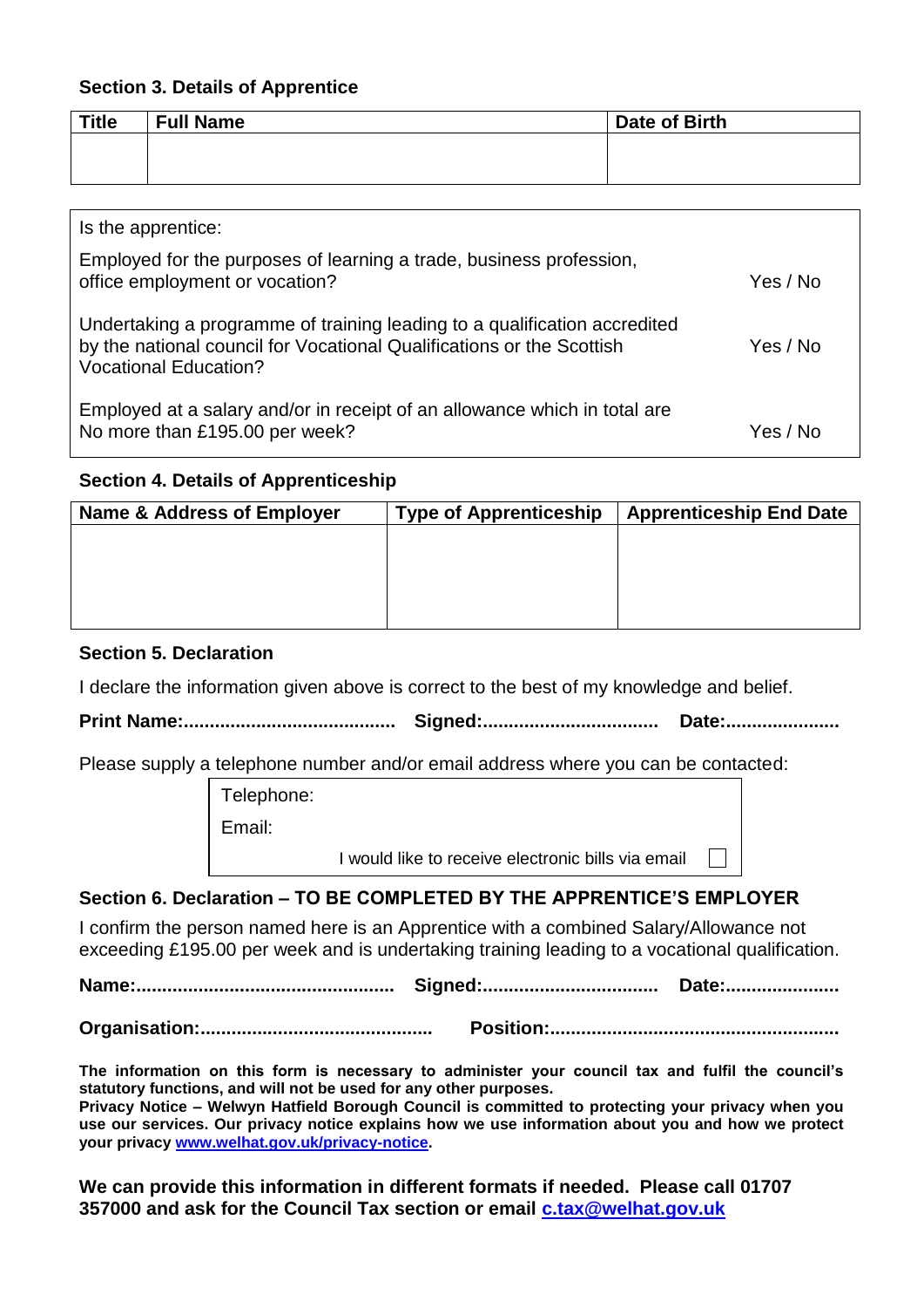### Section 3. Details of Apprentice

| Title | Full Name | Date of Birth |
|---|---|---|
| | | |

| | |
|---|---|
| Is the apprentice: | |
| Employed for the purposes of learning a trade, business profession, office employment or vocation? | Yes / No |
| Undertaking a programme of training leading to a qualification accredited by the national council for Vocational Qualifications or the Scottish Vocational Education? | Yes / No |
| Employed at a salary and/or in receipt of an allowance which in total are No more than £195.00 per week? | Yes / No |

### Section 4. Details of Apprenticeship

| Name & Address of Employer | Type of Apprenticeship | Apprenticeship End Date |
|---|---|---|
| | | |

### Section 5. Declaration

I declare the information given above is correct to the best of my knowledge and belief.

**Print Name:........................................ Signed:................................ Date:.....................**

Please supply a telephone number and/or email address where you can be contacted:

Telephone:

Email:

I would like to receive electronic bills via email ☐

### Section 6. Declaration – TO BE COMPLETED BY THE APPRENTICE'S EMPLOYER

I confirm the person named here is an Apprentice with a combined Salary/Allowance not exceeding £195.00 per week and is undertaking training leading to a vocational qualification.

**Name:................................................. Signed:................................ Date:.....................**

**Organisation:............................................ Position:......................................................**

**The information on this form is necessary to administer your council tax and fulfil the council's statutory functions, and will not be used for any other purposes.**
**Privacy Notice – Welwyn Hatfield Borough Council is committed to protecting your privacy when you use our services. Our privacy notice explains how we use information about you and how we protect your privacy [www.welhat.gov.uk/privacy-notice](www.welhat.gov.uk/privacy-notice).**

**We can provide this information in different formats if needed. Please call 01707 357000 and ask for the Council Tax section or email [c.tax@welhat.gov.uk](mailto:c.tax@welhat.gov.uk)**